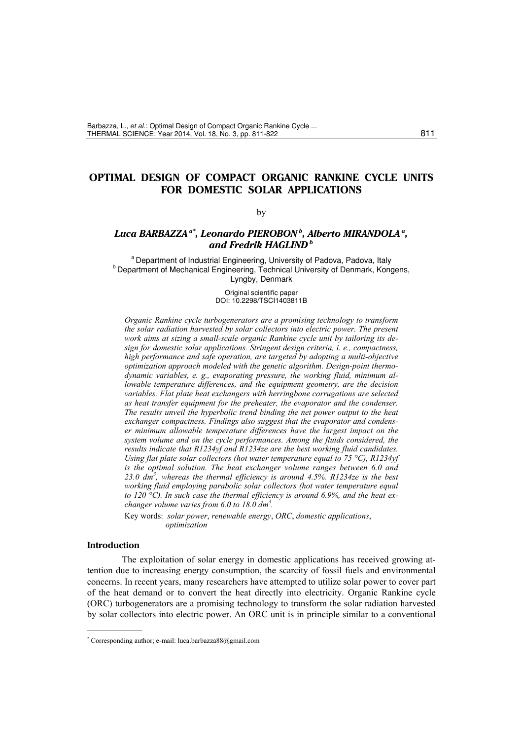# OPTIMAL DESIGN OF COMPACT ORGANIC RANKINE CYCLE UNITS FOR DOMESTIC SOLAR APPLICATIONS

by

***Luca BARBAZZA*** [a*]***, Leonardo PIEROBON*** [b]***, Alberto MIRANDOLA*** [a]***, and Fredrik HAGLIND*** [b]

[a] Department of Industrial Engineering, University of Padova, Padova, Italy
[b] Department of Mechanical Engineering, Technical University of Denmark, Kongens, Lyngby, Denmark

Original scientific paper
DOI: 10.2298/TSCI1403811B

*Organic Rankine cycle turbogenerators are a promising technology to transform the solar radiation harvested by solar collectors into electric power. The present work aims at sizing a small-scale organic Rankine cycle unit by tailoring its design for domestic solar applications. Stringent design criteria, i. e., compactness, high performance and safe operation, are targeted by adopting a multi-objective optimization approach modeled with the genetic algorithm. Design-point thermodynamic variables, e. g., evaporating pressure, the working fluid, minimum allowable temperature differences, and the equipment geometry, are the decision variables. Flat plate heat exchangers with herringbone corrugations are selected as heat transfer equipment for the preheater, the evaporator and the condenser. The results unveil the hyperbolic trend binding the net power output to the heat exchanger compactness. Findings also suggest that the evaporator and condenser minimum allowable temperature differences have the largest impact on the system volume and on the cycle performances. Among the fluids considered, the results indicate that R1234yf and R1234ze are the best working fluid candidates. Using flat plate solar collectors (hot water temperature equal to 75 °C), R1234yf is the optimal solution. The heat exchanger volume ranges between 6.0 and 23.0 dm*$^3$*, whereas the thermal efficiency is around 4.5%. R1234ze is the best working fluid employing parabolic solar collectors (hot water temperature equal to 120 °C). In such case the thermal efficiency is around 6.9%, and the heat exchanger volume varies from 6.0 to 18.0 dm*$^3$*.*

Key words: *solar power*, *renewable energy*, *ORC*, *domestic applications*, *optimization*

## Introduction

The exploitation of solar energy in domestic applications has received growing attention due to increasing energy consumption, the scarcity of fossil fuels and environmental concerns. In recent years, many researchers have attempted to utilize solar power to cover part of the heat demand or to convert the heat directly into electricity. Organic Rankine cycle (ORC) turbogenerators are a promising technology to transform the solar radiation harvested by solar collectors into electric power. An ORC unit is in principle similar to a conventional

---

[*] Corresponding author; e-mail: luca.barbazza88@gmail.com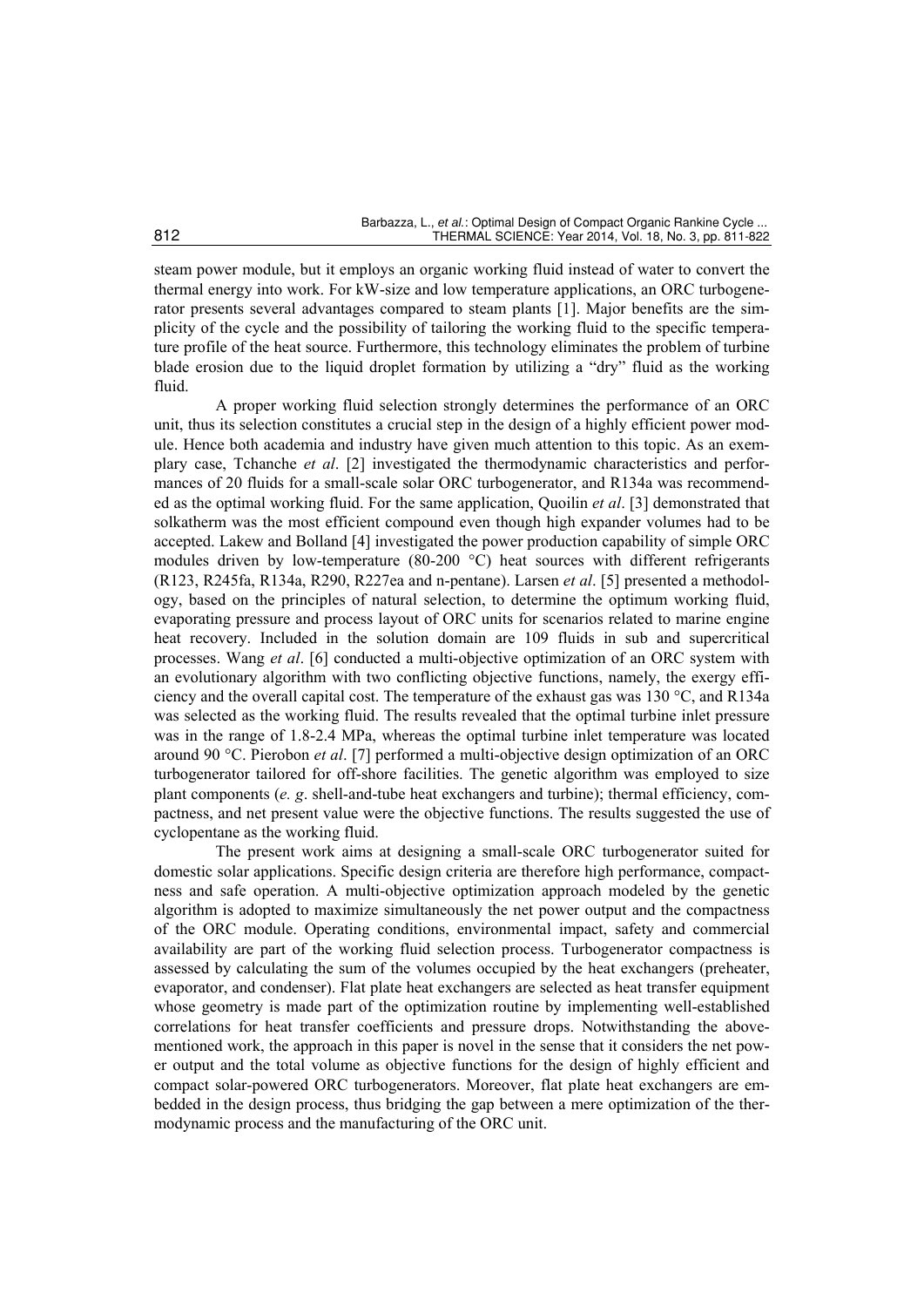steam power module, but it employs an organic working fluid instead of water to convert the thermal energy into work. For kW-size and low temperature applications, an ORC turbogenerator presents several advantages compared to steam plants [1]. Major benefits are the simplicity of the cycle and the possibility of tailoring the working fluid to the specific temperature profile of the heat source. Furthermore, this technology eliminates the problem of turbine blade erosion due to the liquid droplet formation by utilizing a "dry" fluid as the working fluid.

A proper working fluid selection strongly determines the performance of an ORC unit, thus its selection constitutes a crucial step in the design of a highly efficient power module. Hence both academia and industry have given much attention to this topic. As an exemplary case, Tchanche *et al*. [2] investigated the thermodynamic characteristics and performances of 20 fluids for a small-scale solar ORC turbogenerator, and R134a was recommended as the optimal working fluid. For the same application, Quoilin *et al*. [3] demonstrated that solkatherm was the most efficient compound even though high expander volumes had to be accepted. Lakew and Bolland [4] investigated the power production capability of simple ORC modules driven by low-temperature (80-200 °C) heat sources with different refrigerants (R123, R245fa, R134a, R290, R227ea and n-pentane). Larsen *et al*. [5] presented a methodology, based on the principles of natural selection, to determine the optimum working fluid, evaporating pressure and process layout of ORC units for scenarios related to marine engine heat recovery. Included in the solution domain are 109 fluids in sub and supercritical processes. Wang *et al*. [6] conducted a multi-objective optimization of an ORC system with an evolutionary algorithm with two conflicting objective functions, namely, the exergy efficiency and the overall capital cost. The temperature of the exhaust gas was 130 °C, and R134a was selected as the working fluid. The results revealed that the optimal turbine inlet pressure was in the range of 1.8-2.4 MPa, whereas the optimal turbine inlet temperature was located around 90 °C. Pierobon *et al*. [7] performed a multi-objective design optimization of an ORC turbogenerator tailored for off-shore facilities. The genetic algorithm was employed to size plant components (*e. g*. shell-and-tube heat exchangers and turbine); thermal efficiency, compactness, and net present value were the objective functions. The results suggested the use of cyclopentane as the working fluid.

The present work aims at designing a small-scale ORC turbogenerator suited for domestic solar applications. Specific design criteria are therefore high performance, compactness and safe operation. A multi-objective optimization approach modeled by the genetic algorithm is adopted to maximize simultaneously the net power output and the compactness of the ORC module. Operating conditions, environmental impact, safety and commercial availability are part of the working fluid selection process. Turbogenerator compactness is assessed by calculating the sum of the volumes occupied by the heat exchangers (preheater, evaporator, and condenser). Flat plate heat exchangers are selected as heat transfer equipment whose geometry is made part of the optimization routine by implementing well-established correlations for heat transfer coefficients and pressure drops. Notwithstanding the above-mentioned work, the approach in this paper is novel in the sense that it considers the net power output and the total volume as objective functions for the design of highly efficient and compact solar-powered ORC turbogenerators. Moreover, flat plate heat exchangers are embedded in the design process, thus bridging the gap between a mere optimization of the thermodynamic process and the manufacturing of the ORC unit.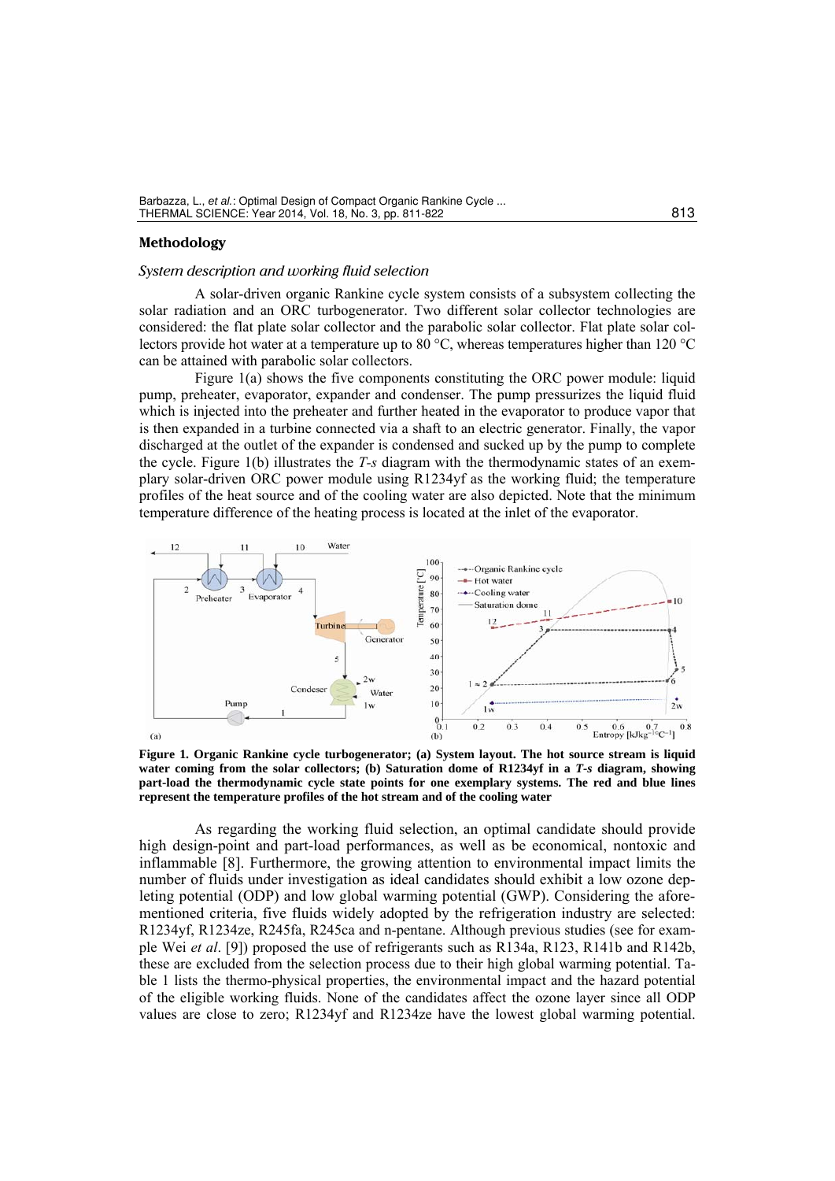## Methodology

### *System description and working fluid selection*

A solar-driven organic Rankine cycle system consists of a subsystem collecting the solar radiation and an ORC turbogenerator. Two different solar collector technologies are considered: the flat plate solar collector and the parabolic solar collector. Flat plate solar collectors provide hot water at a temperature up to 80 °C, whereas temperatures higher than 120 °C can be attained with parabolic solar collectors.

Figure 1(a) shows the five components constituting the ORC power module: liquid pump, preheater, evaporator, expander and condenser. The pump pressurizes the liquid fluid which is injected into the preheater and further heated in the evaporator to produce vapor that is then expanded in a turbine connected via a shaft to an electric generator. Finally, the vapor discharged at the outlet of the expander is condensed and sucked up by the pump to complete the cycle. Figure 1(b) illustrates the *T-s* diagram with the thermodynamic states of an exemplary solar-driven ORC power module using R1234yf as the working fluid; the temperature profiles of the heat source and of the cooling water are also depicted. Note that the minimum temperature difference of the heating process is located at the inlet of the evaporator.

**Figure 1. Organic Rankine cycle turbogenerator; (a) System layout. The hot source stream is liquid water coming from the solar collectors; (b) Saturation dome of R1234yf in a *T-s* diagram, showing part-load the thermodynamic cycle state points for one exemplary systems. The red and blue lines represent the temperature profiles of the hot stream and of the cooling water**

As regarding the working fluid selection, an optimal candidate should provide high design-point and part-load performances, as well as be economical, nontoxic and inflammable [8]. Furthermore, the growing attention to environmental impact limits the number of fluids under investigation as ideal candidates should exhibit a low ozone depleting potential (ODP) and low global warming potential (GWP). Considering the aforementioned criteria, five fluids widely adopted by the refrigeration industry are selected: R1234yf, R1234ze, R245fa, R245ca and n-pentane. Although previous studies (see for example Wei *et al*. [9]) proposed the use of refrigerants such as R134a, R123, R141b and R142b, these are excluded from the selection process due to their high global warming potential. Table 1 lists the thermo-physical properties, the environmental impact and the hazard potential of the eligible working fluids. None of the candidates affect the ozone layer since all ODP values are close to zero; R1234yf and R1234ze have the lowest global warming potential.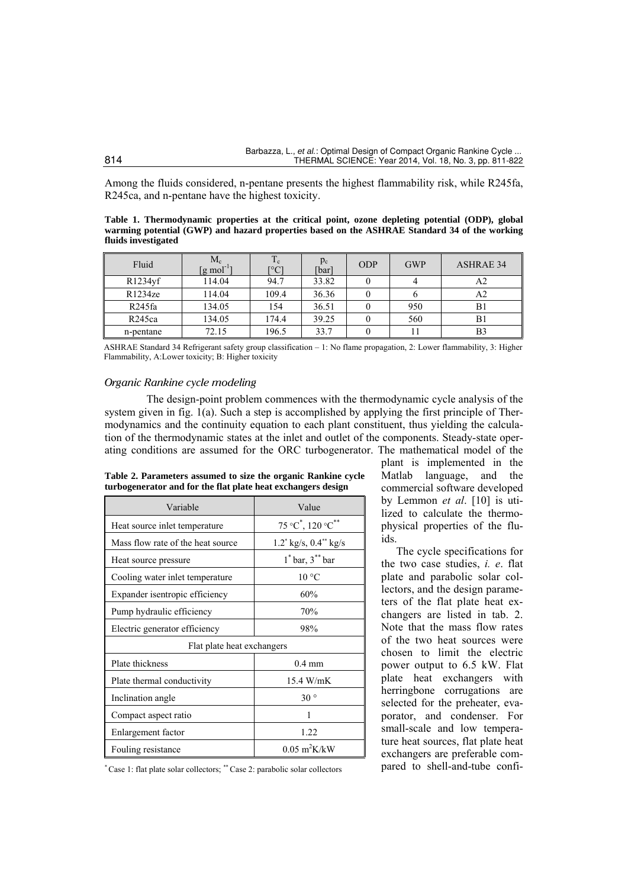Among the fluids considered, n-pentane presents the highest flammability risk, while R245fa, R245ca, and n-pentane have the highest toxicity.

**Table 1. Thermodynamic properties at the critical point, ozone depleting potential (ODP), global warming potential (GWP) and hazard properties based on the ASHRAE Standard 34 of the working fluids investigated**

| Fluid | $M_c$ [g mol$^{-1}$] | $T_c$ [°C] | $p_c$ [bar] | ODP | GWP | ASHRAE 34 |
|---|---|---|---|---|---|---|
| R1234yf | 114.04 | 94.7 | 33.82 | 0 | 4 | A2 |
| R1234ze | 114.04 | 109.4 | 36.36 | 0 | 6 | A2 |
| R245fa | 134.05 | 154 | 36.51 | 0 | 950 | B1 |
| R245ca | 134.05 | 174.4 | 39.25 | 0 | 560 | B1 |
| n-pentane | 72.15 | 196.5 | 33.7 | 0 | 11 | B3 |

ASHRAE Standard 34 Refrigerant safety group classification – 1: No flame propagation, 2: Lower flammability, 3: Higher Flammability, A:Lower toxicity; B: Higher toxicity

### *Organic Rankine cycle modeling*

The design-point problem commences with the thermodynamic cycle analysis of the system given in fig. 1(a). Such a step is accomplished by applying the first principle of Thermodynamics and the continuity equation to each plant constituent, thus yielding the calculation of the thermodynamic states at the inlet and outlet of the components. Steady-state operating conditions are assumed for the ORC turbogenerator. The mathematical model of the plant is implemented in the Matlab language, and the commercial software developed by Lemmon *et al*. [10] is utilized to calculate the thermophysical properties of the fluids.

The cycle specifications for the two case studies, *i. e*. flat plate and parabolic solar collectors, and the design parameters of the flat plate heat exchangers are listed in tab. 2. Note that the mass flow rates of the two heat sources were chosen to limit the electric power output to 6.5 kW. Flat plate heat exchangers with herringbone corrugations are selected for the preheater, evaporator, and condenser. For small-scale and low temperature heat sources, flat plate heat exchangers are preferable compared to shell-and-tube confi-

**Table 2. Parameters assumed to size the organic Rankine cycle turbogenerator and for the flat plate heat exchangers design**

| Variable | Value |
|---|---|
| Heat source inlet temperature | 75 °C*, 120 °C** |
| Mass flow rate of the heat source | 1.2* kg/s, 0.4** kg/s |
| Heat source pressure | 1* bar, 3** bar |
| Cooling water inlet temperature | 10 °C |
| Expander isentropic efficiency | 60% |
| Pump hydraulic efficiency | 70% |
| Electric generator efficiency | 98% |
| Flat plate heat exchangers | |
| Plate thickness | 0.4 mm |
| Plate thermal conductivity | 15.4 W/mK |
| Inclination angle | 30 ° |
| Compact aspect ratio | 1 |
| Enlargement factor | 1.22 |
| Fouling resistance | 0.05 m$^2$K/kW |

* Case 1: flat plate solar collectors; ** Case 2: parabolic solar collectors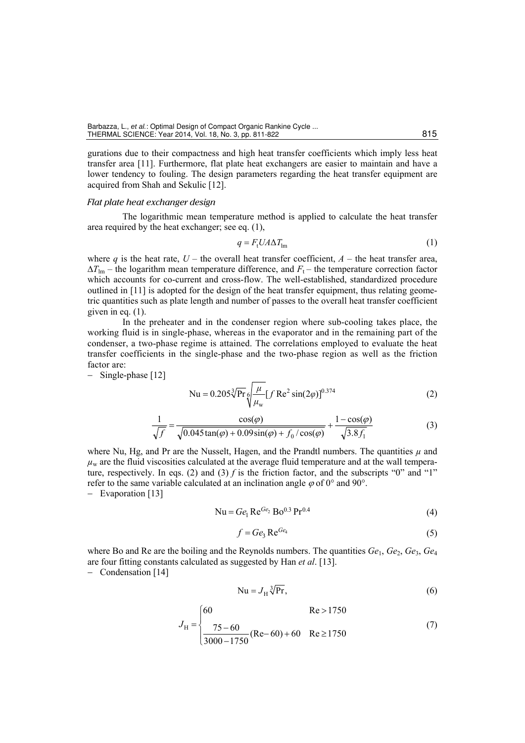gurations due to their compactness and high heat transfer coefficients which imply less heat transfer area [11]. Furthermore, flat plate heat exchangers are easier to maintain and have a lower tendency to fouling. The design parameters regarding the heat transfer equipment are acquired from Shah and Sekulic [12].

### *Flat plate heat exchanger design*

The logarithmic mean temperature method is applied to calculate the heat transfer area required by the heat exchanger; see eq. (1),

$$q = F_t U A \Delta T_{lm} \tag{1}$$

where $q$ is the heat rate, $U$ – the overall heat transfer coefficient, $A$ – the heat transfer area, $\Delta T_{lm}$ – the logarithm mean temperature difference, and $F_t$ – the temperature correction factor which accounts for co-current and cross-flow. The well-established, standardized procedure outlined in [11] is adopted for the design of the heat transfer equipment, thus relating geometric quantities such as plate length and number of passes to the overall heat transfer coefficient given in eq. (1).

In the preheater and in the condenser region where sub-cooling takes place, the working fluid is in single-phase, whereas in the evaporator and in the remaining part of the condenser, a two-phase regime is attained. The correlations employed to evaluate the heat transfer coefficients in the single-phase and the two-phase region as well as the friction factor are:

– Single-phase [12]

$$\text{Nu} = 0.205 \sqrt[3]{\text{Pr}} \sqrt[6]{\frac{\mu}{\mu_w}} [f \, \text{Re}^2 \sin(2\varphi)]^{0.374} \tag{2}$$

$$\frac{1}{\sqrt{f}} = \frac{\cos(\varphi)}{\sqrt{0.045 \tan(\varphi) + 0.09 \sin(\varphi) + f_0 / \cos(\varphi)}} + \frac{1 - \cos(\varphi)}{\sqrt{3.8 f_1}} \tag{3}$$

where Nu, Hg, and Pr are the Nusselt, Hagen, and the Prandtl numbers. The quantities $\mu$ and $\mu_w$ are the fluid viscosities calculated at the average fluid temperature and at the wall temperature, respectively. In eqs. (2) and (3) $f$ is the friction factor, and the subscripts "0" and "1" refer to the same variable calculated at an inclination angle $\varphi$ of 0° and 90°.

– Evaporation [13]

$$\text{Nu} = Ge_1 \text{Re}^{Ge_2} \text{Bo}^{0.3} \text{Pr}^{0.4} \tag{4}$$

$$f = Ge_3 \text{Re}^{Ge_4} \tag{5}$$

where Bo and Re are the boiling and the Reynolds numbers. The quantities $Ge_1$, $Ge_2$, $Ge_3$, $Ge_4$ are four fitting constants calculated as suggested by Han *et al*. [13].

– Condensation [14]

$$\text{Nu} = J_H \sqrt[3]{\text{Pr}}, \tag{6}$$

$$J_H = \begin{cases} 60 & \text{Re} > 1750 \\ \dfrac{75 - 60}{3000 - 1750}(\text{Re} - 60) + 60 & \text{Re} \geq 1750 \end{cases} \tag{7}$$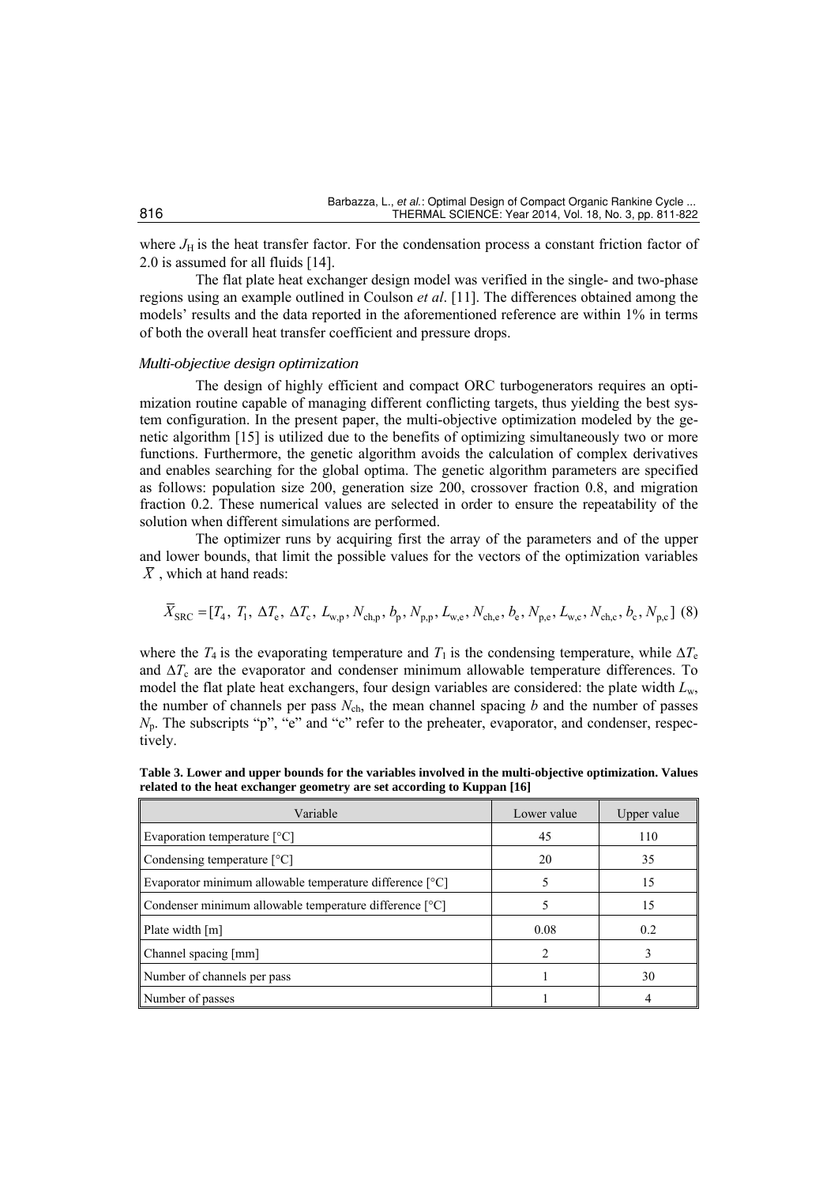where $J_H$ is the heat transfer factor. For the condensation process a constant friction factor of 2.0 is assumed for all fluids [14].

The flat plate heat exchanger design model was verified in the single- and two-phase regions using an example outlined in Coulson *et al*. [11]. The differences obtained among the models' results and the data reported in the aforementioned reference are within 1% in terms of both the overall heat transfer coefficient and pressure drops.

### *Multi-objective design optimization*

The design of highly efficient and compact ORC turbogenerators requires an optimization routine capable of managing different conflicting targets, thus yielding the best system configuration. In the present paper, the multi-objective optimization modeled by the genetic algorithm [15] is utilized due to the benefits of optimizing simultaneously two or more functions. Furthermore, the genetic algorithm avoids the calculation of complex derivatives and enables searching for the global optima. The genetic algorithm parameters are specified as follows: population size 200, generation size 200, crossover fraction 0.8, and migration fraction 0.2. These numerical values are selected in order to ensure the repeatability of the solution when different simulations are performed.

The optimizer runs by acquiring first the array of the parameters and of the upper and lower bounds, that limit the possible values for the vectors of the optimization variables $\bar{X}$, which at hand reads:

$$\bar{X}_{\mathrm{SRC}} = [T_4,\ T_1,\ \Delta T_{\mathrm{e}},\ \Delta T_{\mathrm{c}},\ L_{\mathrm{w,p}}, N_{\mathrm{ch,p}}, b_{\mathrm{p}}, N_{\mathrm{p,p}}, L_{\mathrm{w,e}}, N_{\mathrm{ch,e}}, b_{\mathrm{e}}, N_{\mathrm{p,e}}, L_{\mathrm{w,c}}, N_{\mathrm{ch,c}}, b_{\mathrm{c}}, N_{\mathrm{p,c}}] \quad (8)$$

where the $T_4$ is the evaporating temperature and $T_1$ is the condensing temperature, while $\Delta T_e$ and $\Delta T_c$ are the evaporator and condenser minimum allowable temperature differences. To model the flat plate heat exchangers, four design variables are considered: the plate width $L_w$, the number of channels per pass $N_{ch}$, the mean channel spacing $b$ and the number of passes $N_p$. The subscripts "p", "e" and "c" refer to the preheater, evaporator, and condenser, respectively.

**Table 3. Lower and upper bounds for the variables involved in the multi-objective optimization. Values related to the heat exchanger geometry are set according to Kuppan [16]**

| Variable | Lower value | Upper value |
|---|---|---|
| Evaporation temperature [°C] | 45 | 110 |
| Condensing temperature [°C] | 20 | 35 |
| Evaporator minimum allowable temperature difference [°C] | 5 | 15 |
| Condenser minimum allowable temperature difference [°C] | 5 | 15 |
| Plate width [m] | 0.08 | 0.2 |
| Channel spacing [mm] | 2 | 3 |
| Number of channels per pass | 1 | 30 |
| Number of passes | 1 | 4 |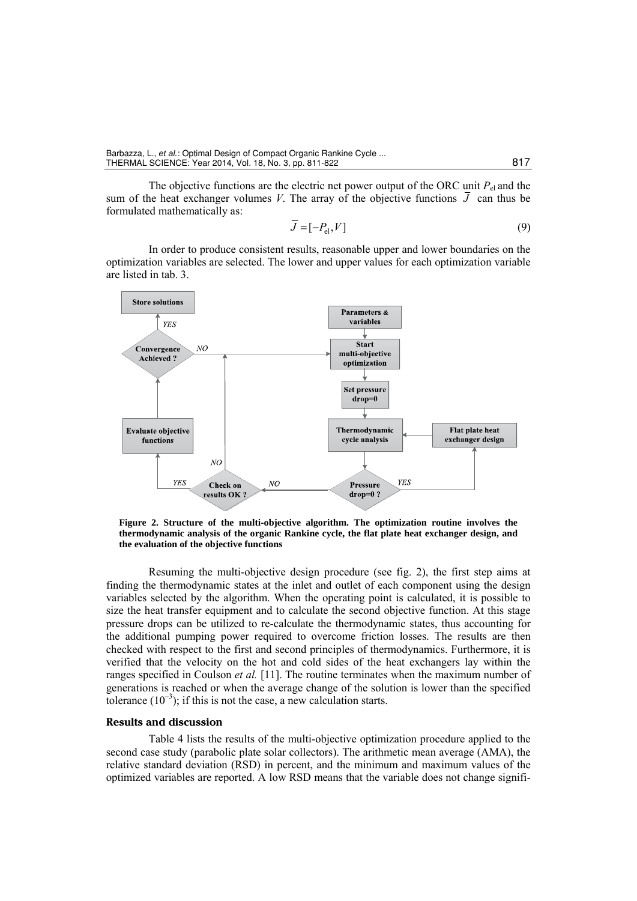The objective functions are the electric net power output of the ORC unit $P_{el}$ and the sum of the heat exchanger volumes $V$. The array of the objective functions $\bar{J}$ can thus be formulated mathematically as:

$$\bar{J} = [-P_{el}, V] \tag{9}$$

In order to produce consistent results, reasonable upper and lower boundaries on the optimization variables are selected. The lower and upper values for each optimization variable are listed in tab. 3.

**Figure 2. Structure of the multi-objective algorithm. The optimization routine involves the thermodynamic analysis of the organic Rankine cycle, the flat plate heat exchanger design, and the evaluation of the objective functions**

Resuming the multi-objective design procedure (see fig. 2), the first step aims at finding the thermodynamic states at the inlet and outlet of each component using the design variables selected by the algorithm. When the operating point is calculated, it is possible to size the heat transfer equipment and to calculate the second objective function. At this stage pressure drops can be utilized to re-calculate the thermodynamic states, thus accounting for the additional pumping power required to overcome friction losses. The results are then checked with respect to the first and second principles of thermodynamics. Furthermore, it is verified that the velocity on the hot and cold sides of the heat exchangers lay within the ranges specified in Coulson *et al.* [11]. The routine terminates when the maximum number of generations is reached or when the average change of the solution is lower than the specified tolerance ($10^{-3}$); if this is not the case, a new calculation starts.

## Results and discussion

Table 4 lists the results of the multi-objective optimization procedure applied to the second case study (parabolic plate solar collectors). The arithmetic mean average (AMA), the relative standard deviation (RSD) in percent, and the minimum and maximum values of the optimized variables are reported. A low RSD means that the variable does not change signifi-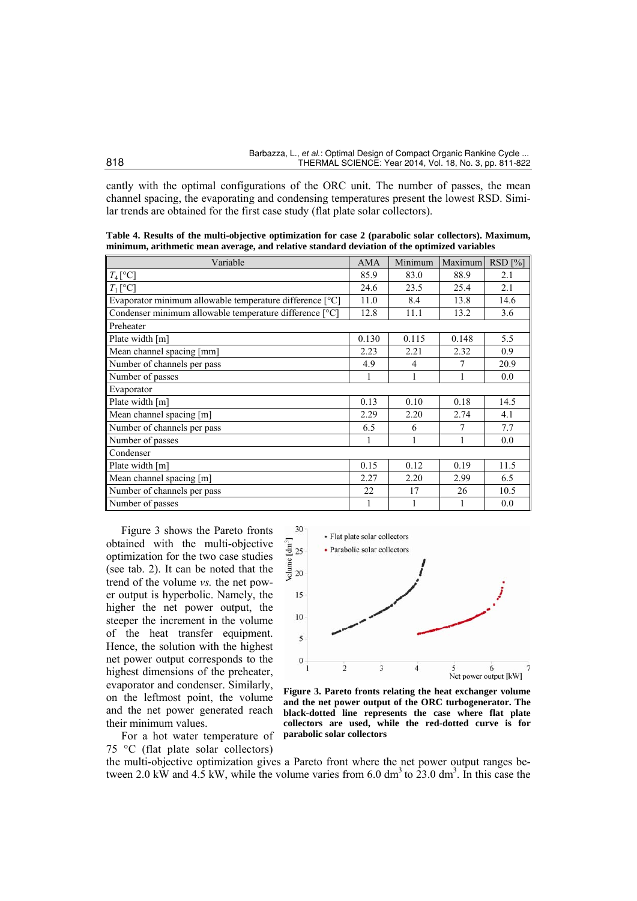cantly with the optimal configurations of the ORC unit. The number of passes, the mean channel spacing, the evaporating and condensing temperatures present the lowest RSD. Similar trends are obtained for the first case study (flat plate solar collectors).

**Table 4. Results of the multi-objective optimization for case 2 (parabolic solar collectors). Maximum, minimum, arithmetic mean average, and relative standard deviation of the optimized variables**

| Variable | AMA | Minimum | Maximum | RSD [%] |
|---|---|---|---|---|
| $T_4$ [°C] | 85.9 | 83.0 | 88.9 | 2.1 |
| $T_1$ [°C] | 24.6 | 23.5 | 25.4 | 2.1 |
| Evaporator minimum allowable temperature difference [°C] | 11.0 | 8.4 | 13.8 | 14.6 |
| Condenser minimum allowable temperature difference [°C] | 12.8 | 11.1 | 13.2 | 3.6 |
| Preheater | | | | |
| Plate width [m] | 0.130 | 0.115 | 0.148 | 5.5 |
| Mean channel spacing [mm] | 2.23 | 2.21 | 2.32 | 0.9 |
| Number of channels per pass | 4.9 | 4 | 7 | 20.9 |
| Number of passes | 1 | 1 | 1 | 0.0 |
| Evaporator | | | | |
| Plate width [m] | 0.13 | 0.10 | 0.18 | 14.5 |
| Mean channel spacing [m] | 2.29 | 2.20 | 2.74 | 4.1 |
| Number of channels per pass | 6.5 | 6 | 7 | 7.7 |
| Number of passes | 1 | 1 | 1 | 0.0 |
| Condenser | | | | |
| Plate width [m] | 0.15 | 0.12 | 0.19 | 11.5 |
| Mean channel spacing [m] | 2.27 | 2.20 | 2.99 | 6.5 |
| Number of channels per pass | 22 | 17 | 26 | 10.5 |
| Number of passes | 1 | 1 | 1 | 0.0 |

Figure 3 shows the Pareto fronts obtained with the multi-objective optimization for the two case studies (see tab. 2). It can be noted that the trend of the volume *vs.* the net power output is hyperbolic. Namely, the higher the net power output, the steeper the increment in the volume of the heat transfer equipment. Hence, the solution with the highest net power output corresponds to the highest dimensions of the preheater, evaporator and condenser. Similarly, on the leftmost point, the volume and the net power generated reach their minimum values.

**Figure 3. Pareto fronts relating the heat exchanger volume and the net power output of the ORC turbogenerator. The black-dotted line represents the case where flat plate collectors are used, while the red-dotted curve is for parabolic solar collectors**

For a hot water temperature of 75 °C (flat plate solar collectors) the multi-objective optimization gives a Pareto front where the net power output ranges between 2.0 kW and 4.5 kW, while the volume varies from 6.0 $dm^3$ to 23.0 $dm^3$. In this case the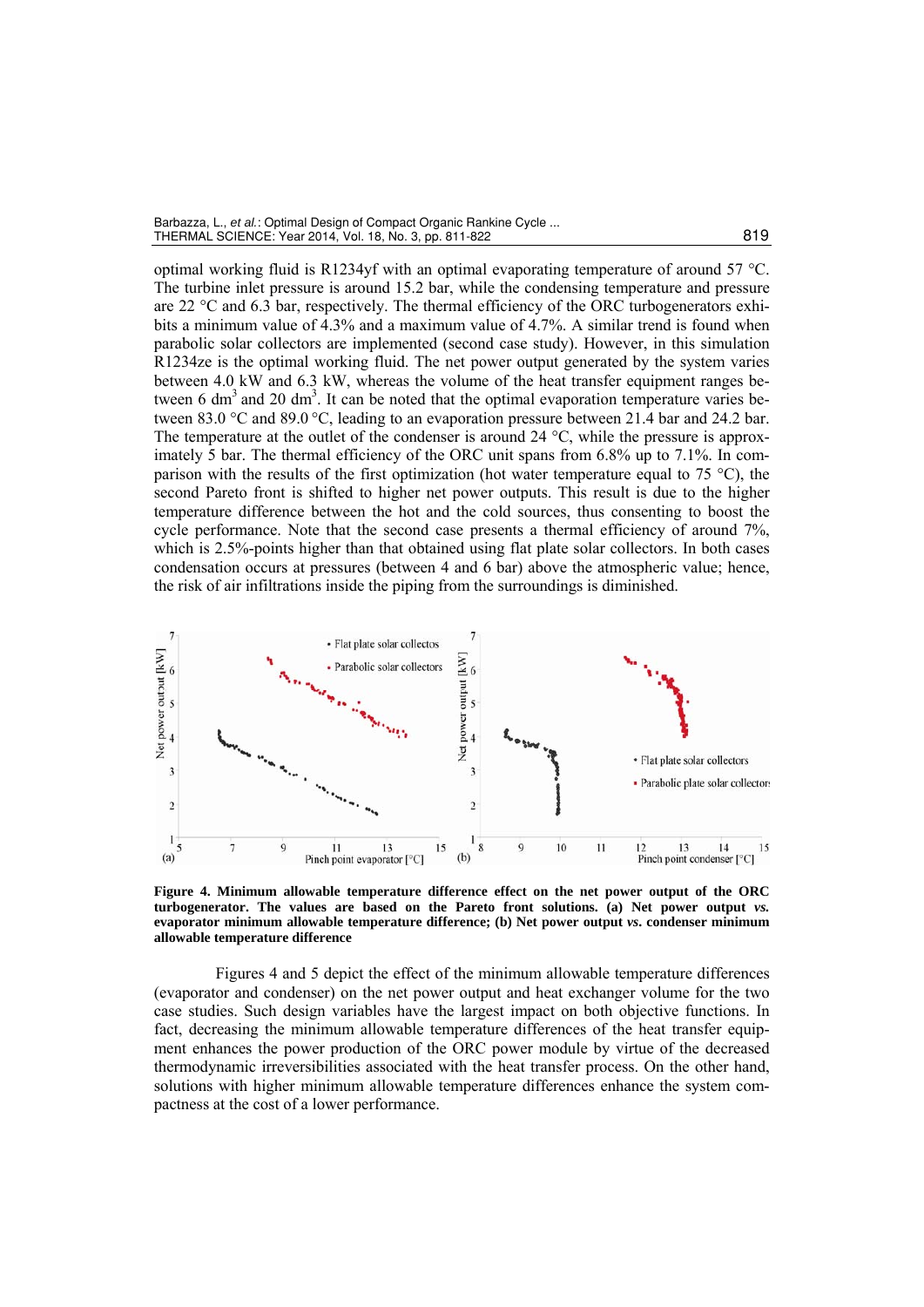optimal working fluid is R1234yf with an optimal evaporating temperature of around 57 °C. The turbine inlet pressure is around 15.2 bar, while the condensing temperature and pressure are 22 °C and 6.3 bar, respectively. The thermal efficiency of the ORC turbogenerators exhibits a minimum value of 4.3% and a maximum value of 4.7%. A similar trend is found when parabolic solar collectors are implemented (second case study). However, in this simulation R1234ze is the optimal working fluid. The net power output generated by the system varies between 4.0 kW and 6.3 kW, whereas the volume of the heat transfer equipment ranges between 6 $dm^3$ and 20 $dm^3$. It can be noted that the optimal evaporation temperature varies between 83.0 °C and 89.0 °C, leading to an evaporation pressure between 21.4 bar and 24.2 bar. The temperature at the outlet of the condenser is around 24 °C, while the pressure is approximately 5 bar. The thermal efficiency of the ORC unit spans from 6.8% up to 7.1%. In comparison with the results of the first optimization (hot water temperature equal to 75 °C), the second Pareto front is shifted to higher net power outputs. This result is due to the higher temperature difference between the hot and the cold sources, thus consenting to boost the cycle performance. Note that the second case presents a thermal efficiency of around 7%, which is 2.5%-points higher than that obtained using flat plate solar collectors. In both cases condensation occurs at pressures (between 4 and 6 bar) above the atmospheric value; hence, the risk of air infiltrations inside the piping from the surroundings is diminished.

**Figure 4. Minimum allowable temperature difference effect on the net power output of the ORC turbogenerator. The values are based on the Pareto front solutions. (a) Net power output *vs.* evaporator minimum allowable temperature difference; (b) Net power output *vs.* condenser minimum allowable temperature difference**

Figures 4 and 5 depict the effect of the minimum allowable temperature differences (evaporator and condenser) on the net power output and heat exchanger volume for the two case studies. Such design variables have the largest impact on both objective functions. In fact, decreasing the minimum allowable temperature differences of the heat transfer equipment enhances the power production of the ORC power module by virtue of the decreased thermodynamic irreversibilities associated with the heat transfer process. On the other hand, solutions with higher minimum allowable temperature differences enhance the system compactness at the cost of a lower performance.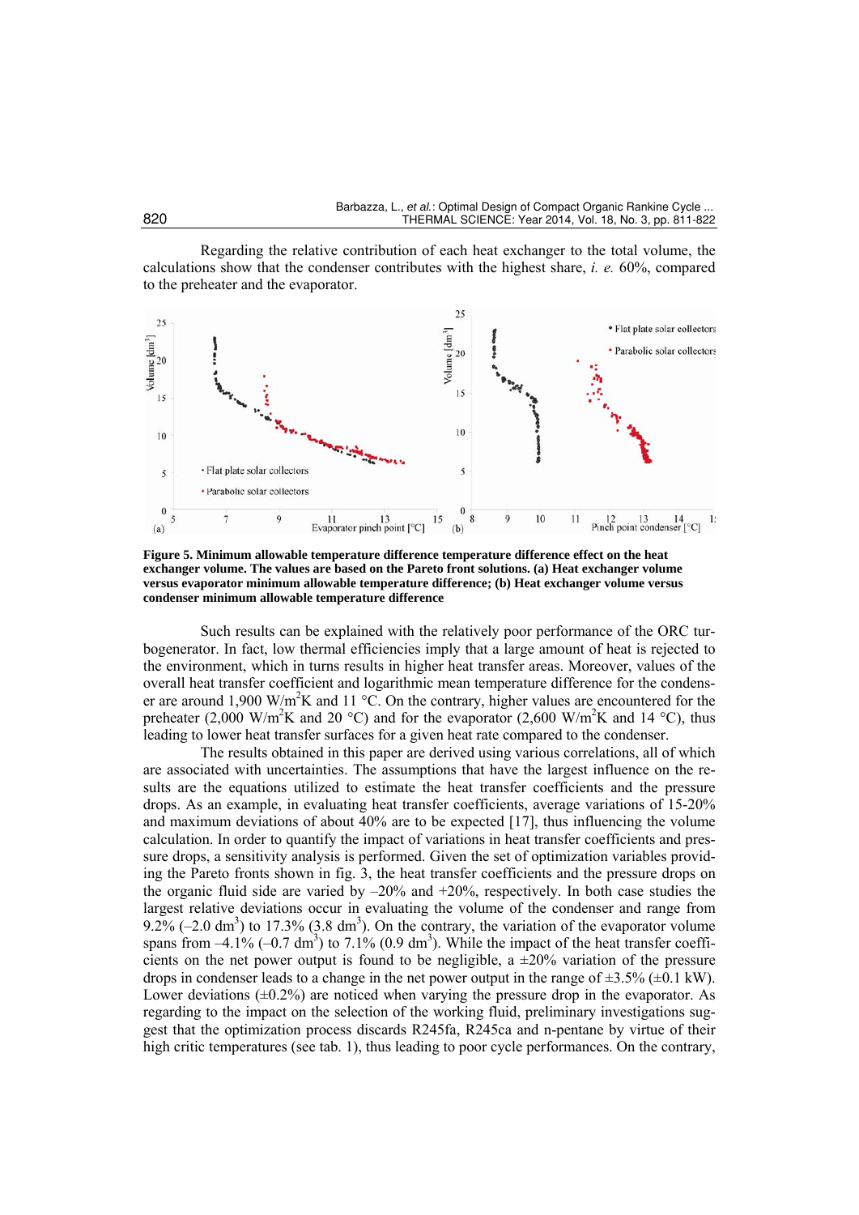Regarding the relative contribution of each heat exchanger to the total volume, the calculations show that the condenser contributes with the highest share, *i. e.* 60%, compared to the preheater and the evaporator.

**Figure 5. Minimum allowable temperature difference temperature difference effect on the heat exchanger volume. The values are based on the Pareto front solutions. (a) Heat exchanger volume versus evaporator minimum allowable temperature difference; (b) Heat exchanger volume versus condenser minimum allowable temperature difference**

Such results can be explained with the relatively poor performance of the ORC turbogenerator. In fact, low thermal efficiencies imply that a large amount of heat is rejected to the environment, which in turns results in higher heat transfer areas. Moreover, values of the overall heat transfer coefficient and logarithmic mean temperature difference for the condenser are around 1,900 $W/m^2K$ and 11 °C. On the contrary, higher values are encountered for the preheater (2,000 $W/m^2K$ and 20 °C) and for the evaporator (2,600 $W/m^2K$ and 14 °C), thus leading to lower heat transfer surfaces for a given heat rate compared to the condenser.

The results obtained in this paper are derived using various correlations, all of which are associated with uncertainties. The assumptions that have the largest influence on the results are the equations utilized to estimate the heat transfer coefficients and the pressure drops. As an example, in evaluating heat transfer coefficients, average variations of 15-20% and maximum deviations of about 40% are to be expected [17], thus influencing the volume calculation. In order to quantify the impact of variations in heat transfer coefficients and pressure drops, a sensitivity analysis is performed. Given the set of optimization variables providing the Pareto fronts shown in fig. 3, the heat transfer coefficients and the pressure drops on the organic fluid side are varied by –20% and +20%, respectively. In both case studies the largest relative deviations occur in evaluating the volume of the condenser and range from 9.2% (–2.0 $dm^3$) to 17.3% (3.8 $dm^3$). On the contrary, the variation of the evaporator volume spans from –4.1% (–0.7 $dm^3$) to 7.1% (0.9 $dm^3$). While the impact of the heat transfer coefficients on the net power output is found to be negligible, a ±20% variation of the pressure drops in condenser leads to a change in the net power output in the range of ±3.5% (±0.1 kW). Lower deviations (±0.2%) are noticed when varying the pressure drop in the evaporator. As regarding to the impact on the selection of the working fluid, preliminary investigations suggest that the optimization process discards R245fa, R245ca and n-pentane by virtue of their high critic temperatures (see tab. 1), thus leading to poor cycle performances. On the contrary,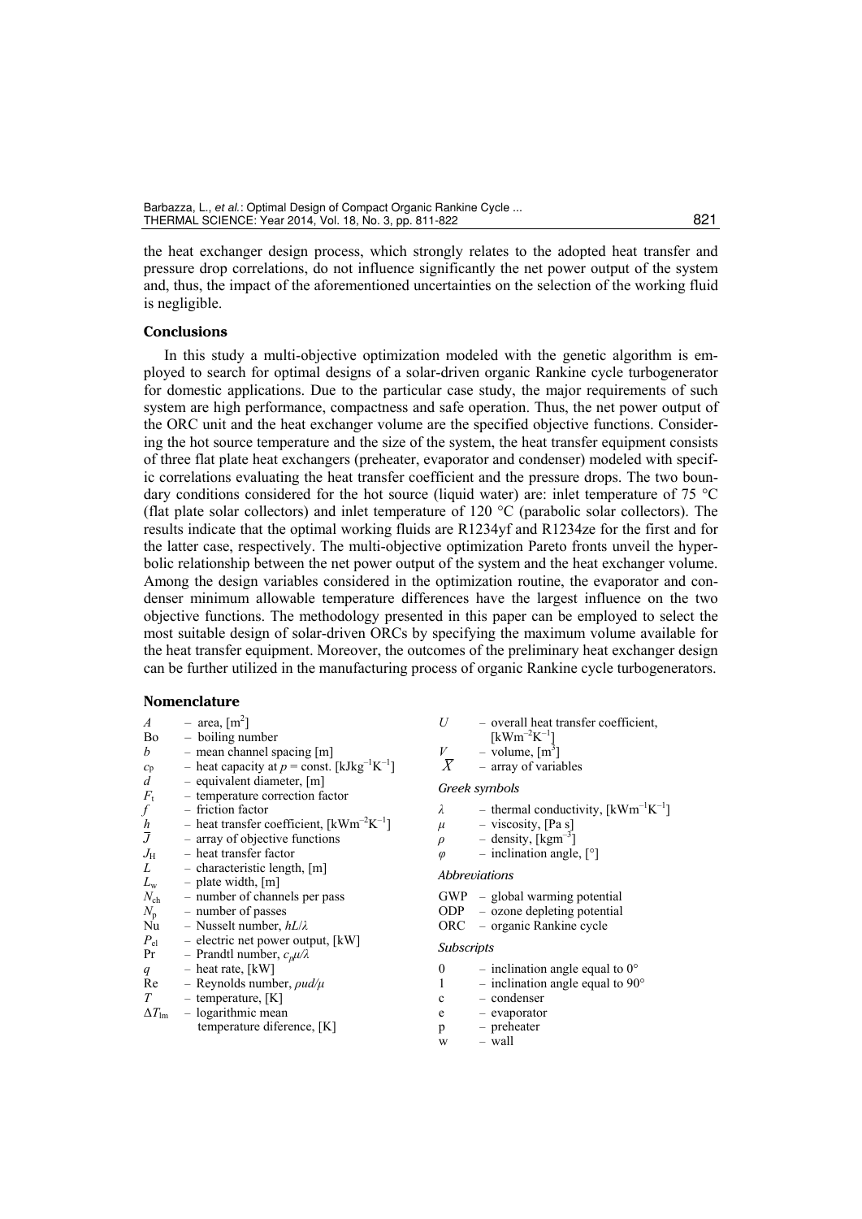the heat exchanger design process, which strongly relates to the adopted heat transfer and pressure drop correlations, do not influence significantly the net power output of the system and, thus, the impact of the aforementioned uncertainties on the selection of the working fluid is negligible.

## Conclusions

In this study a multi-objective optimization modeled with the genetic algorithm is employed to search for optimal designs of a solar-driven organic Rankine cycle turbogenerator for domestic applications. Due to the particular case study, the major requirements of such system are high performance, compactness and safe operation. Thus, the net power output of the ORC unit and the heat exchanger volume are the specified objective functions. Considering the hot source temperature and the size of the system, the heat transfer equipment consists of three flat plate heat exchangers (preheater, evaporator and condenser) modeled with specific correlations evaluating the heat transfer coefficient and the pressure drops. The two boundary conditions considered for the hot source (liquid water) are: inlet temperature of 75 °C (flat plate solar collectors) and inlet temperature of 120 °C (parabolic solar collectors). The results indicate that the optimal working fluids are R1234yf and R1234ze for the first and for the latter case, respectively. The multi-objective optimization Pareto fronts unveil the hyperbolic relationship between the net power output of the system and the heat exchanger volume. Among the design variables considered in the optimization routine, the evaporator and condenser minimum allowable temperature differences have the largest influence on the two objective functions. The methodology presented in this paper can be employed to select the most suitable design of solar-driven ORCs by specifying the maximum volume available for the heat transfer equipment. Moreover, the outcomes of the preliminary heat exchanger design can be further utilized in the manufacturing process of organic Rankine cycle turbogenerators.

## Nomenclature

- $A$ – area, [m$^2$]
- Bo – boiling number
- $b$ – mean channel spacing [m]
- $c_p$ – heat capacity at $p$ = const. [kJkg$^{-1}$K$^{-1}$]
- $d$ – equivalent diameter, [m]
- $F_t$ – temperature correction factor
- $f$ – friction factor
- $h$ – heat transfer coefficient, [kWm$^{-2}$K$^{-1}$]
- $\bar{J}$ – array of objective functions
- $J_H$ – heat transfer factor
- $L$ – characteristic length, [m]
- $L_w$ – plate width, [m]
- $N_{ch}$ – number of channels per pass
- $N_p$ – number of passes
- Nu – Nusselt number, $hL/\lambda$
- $P_{el}$ – electric net power output, [kW]
- Pr – Prandtl number, $c_p\mu/\lambda$
- $q$ – heat rate, [kW]
- Re – Reynolds number, $\rho ud/\mu$
- $T$ – temperature, [K]
- $\Delta T_{lm}$ – logarithmic mean temperature diference, [K]
- $U$ – overall heat transfer coefficient, [kWm$^{-2}$K$^{-1}$]
- $V$ – volume, [m$^3$]
- $\bar{X}$ – array of variables

### Greek symbols

- $\lambda$ – thermal conductivity, [kWm$^{-1}$K$^{-1}$]
- $\mu$ – viscosity, [Pa s]
- $\rho$ – density, [kgm$^{-3}$]
- $\varphi$ – inclination angle, [°]

### Abbreviations

- GWP – global warming potential
- ODP – ozone depleting potential
- ORC – organic Rankine cycle

### Subscripts

- 0 – inclination angle equal to 0°
- 1 – inclination angle equal to 90°
- c – condenser
- e – evaporator
- p – preheater
- w – wall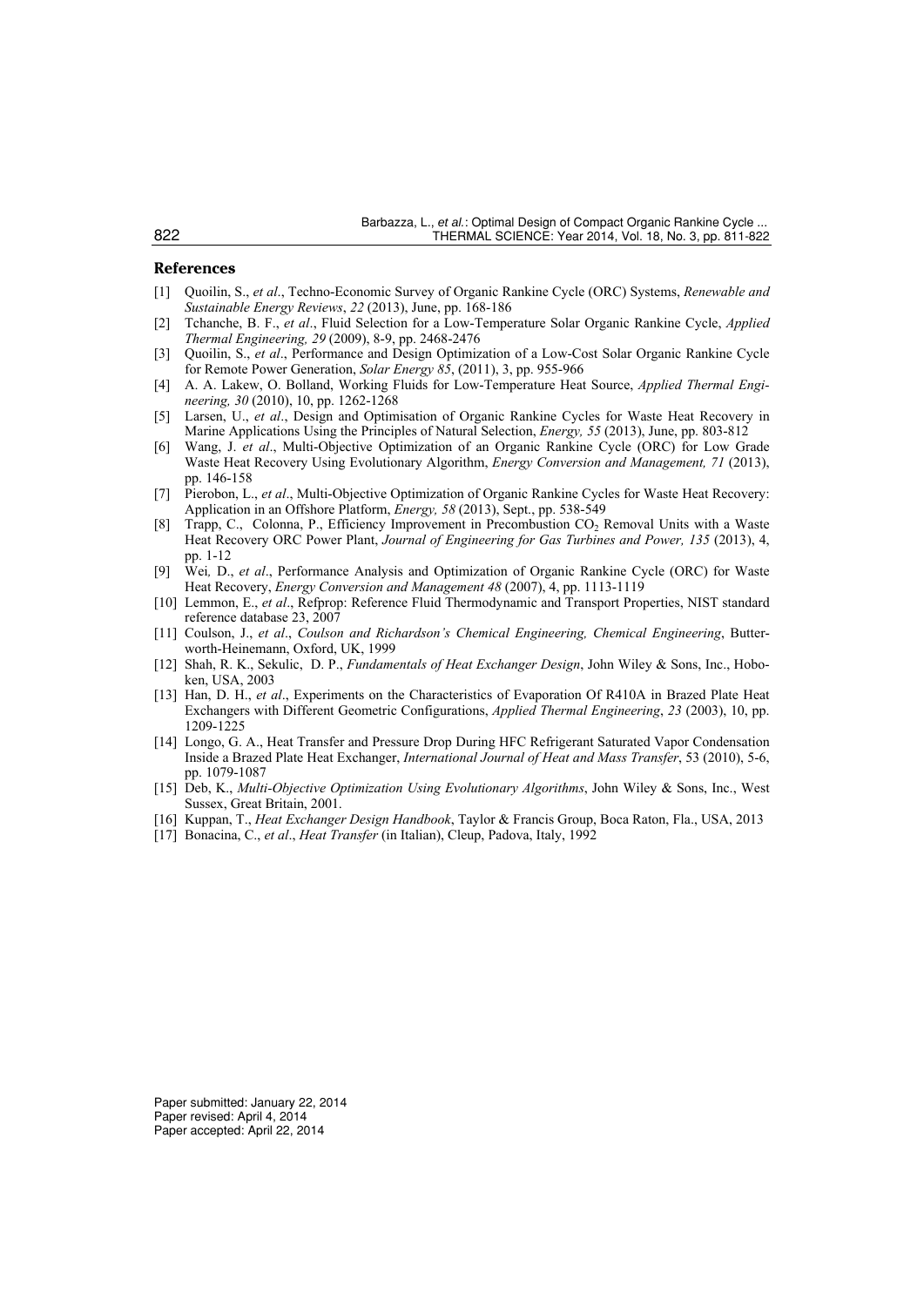## References

[1] Quoilin, S., *et al*., Techno-Economic Survey of Organic Rankine Cycle (ORC) Systems, *Renewable and Sustainable Energy Reviews*, *22* (2013), June, pp. 168-186

[2] Tchanche, B. F., *et al*., Fluid Selection for a Low-Temperature Solar Organic Rankine Cycle, *Applied Thermal Engineering, 29* (2009), 8-9, pp. 2468-2476

[3] Quoilin, S., *et al*., Performance and Design Optimization of a Low-Cost Solar Organic Rankine Cycle for Remote Power Generation, *Solar Energy 85*, (2011), 3, pp. 955-966

[4] A. A. Lakew, O. Bolland, Working Fluids for Low-Temperature Heat Source, *Applied Thermal Engineering, 30* (2010), 10, pp. 1262-1268

[5] Larsen, U., *et al*., Design and Optimisation of Organic Rankine Cycles for Waste Heat Recovery in Marine Applications Using the Principles of Natural Selection, *Energy, 55* (2013), June, pp. 803-812

[6] Wang, J. *et al*., Multi-Objective Optimization of an Organic Rankine Cycle (ORC) for Low Grade Waste Heat Recovery Using Evolutionary Algorithm, *Energy Conversion and Management, 71* (2013), pp. 146-158

[7] Pierobon, L., *et al*., Multi-Objective Optimization of Organic Rankine Cycles for Waste Heat Recovery: Application in an Offshore Platform, *Energy, 58* (2013), Sept., pp. 538-549

[8] Trapp, C., Colonna, P., Efficiency Improvement in Precombustion $CO_2$ Removal Units with a Waste Heat Recovery ORC Power Plant, *Journal of Engineering for Gas Turbines and Power, 135* (2013), 4, pp. 1-12

[9] Wei*,* D., *et al*., Performance Analysis and Optimization of Organic Rankine Cycle (ORC) for Waste Heat Recovery, *Energy Conversion and Management 48* (2007), 4, pp. 1113-1119

[10] Lemmon, E., *et al*., Refprop: Reference Fluid Thermodynamic and Transport Properties, NIST standard reference database 23, 2007

[11] Coulson, J., *et al*., *Coulson and Richardson's Chemical Engineering, Chemical Engineering*, Butterworth-Heinemann, Oxford, UK, 1999

[12] Shah, R. K., Sekulic, D. P., *Fundamentals of Heat Exchanger Design*, John Wiley & Sons, Inc., Hoboken, USA, 2003

[13] Han, D. H., *et al*., Experiments on the Characteristics of Evaporation Of R410A in Brazed Plate Heat Exchangers with Different Geometric Configurations, *Applied Thermal Engineering*, *23* (2003), 10, pp. 1209-1225

[14] Longo, G. A., Heat Transfer and Pressure Drop During HFC Refrigerant Saturated Vapor Condensation Inside a Brazed Plate Heat Exchanger, *International Journal of Heat and Mass Transfer*, 53 (2010), 5-6, pp. 1079-1087

[15] Deb, K., *Multi-Objective Optimization Using Evolutionary Algorithms*, John Wiley & Sons, Inc., West Sussex, Great Britain, 2001.

[16] Kuppan, T., *Heat Exchanger Design Handbook*, Taylor & Francis Group, Boca Raton, Fla., USA, 2013

[17] Bonacina, C., *et al*., *Heat Transfer* (in Italian), Cleup, Padova, Italy, 1992

Paper submitted: January 22, 2014
Paper revised: April 4, 2014
Paper accepted: April 22, 2014